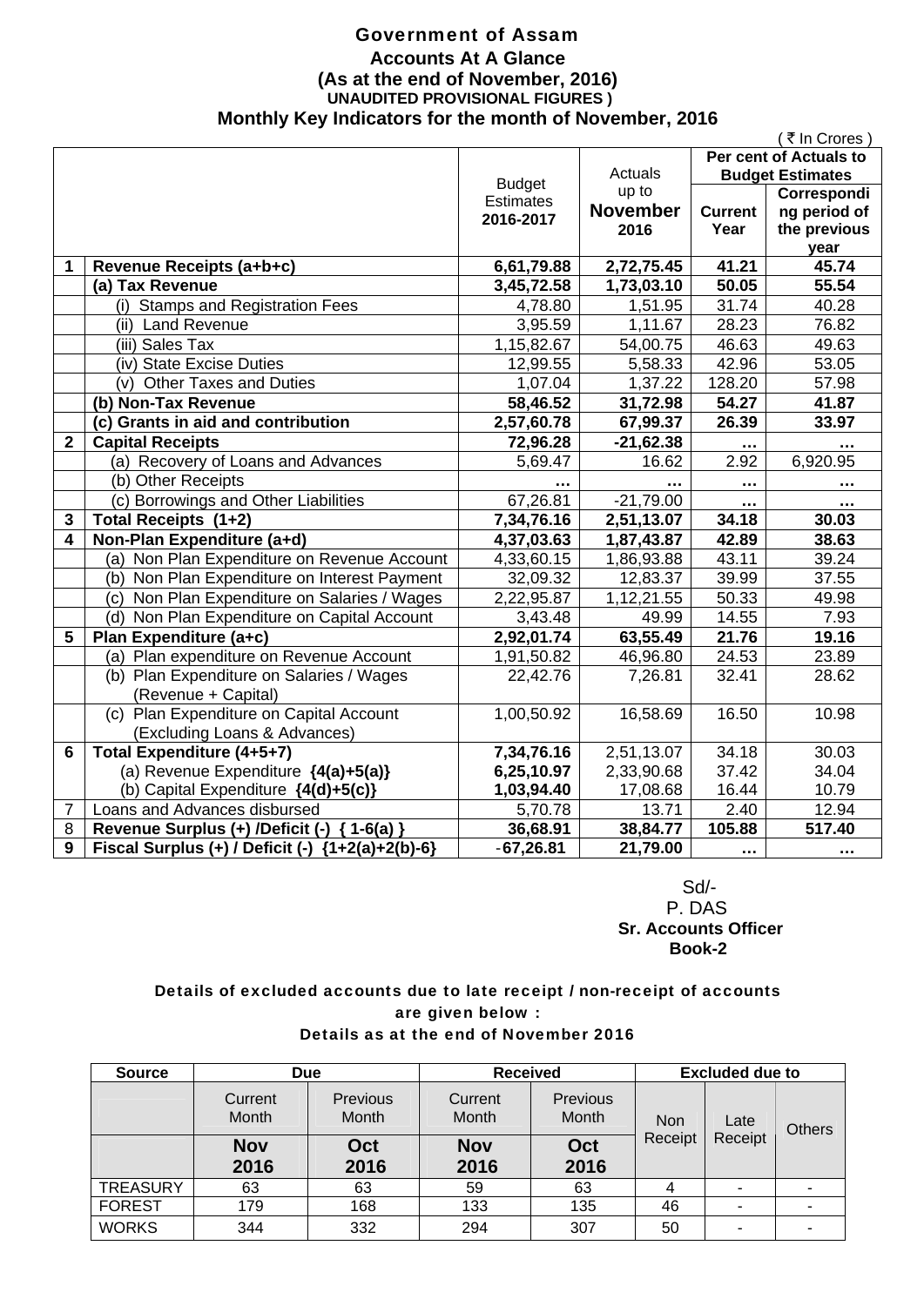# Government of Assam

## Accounts At A Glance

### (As at the end of November, 2016)

**UNAUDITED PROVISIONAL FIGURES )**

### Monthly Key Indicators for the month of November, 2016

( ₹ In Crores )

| | | Budget Estimates 2016-2017 | Actuals up to November 2016 | Per cent of Actuals to Budget Estimates | |
|---|---|---|---|---|---|
| | | | | Current Year | Corresponding period of the previous year |
| **1** | **Revenue Receipts (a+b+c)** | **6,61,79.88** | **2,72,75.45** | **41.21** | **45.74** |
| | **(a) Tax Revenue** | **3,45,72.58** | **1,73,03.10** | **50.05** | **55.54** |
| | (i) Stamps and Registration Fees | 4,78.80 | 1,51.95 | 31.74 | 40.28 |
| | (ii) Land Revenue | 3,95.59 | 1,11.67 | 28.23 | 76.82 |
| | (iii) Sales Tax | 1,15,82.67 | 54,00.75 | 46.63 | 49.63 |
| | (iv) State Excise Duties | 12,99.55 | 5,58.33 | 42.96 | 53.05 |
| | (v) Other Taxes and Duties | 1,07.04 | 1,37.22 | 128.20 | 57.98 |
| | **(b) Non-Tax Revenue** | **58,46.52** | **31,72.98** | **54.27** | **41.87** |
| | **(c) Grants in aid and contribution** | **2,57,60.78** | **67,99.37** | **26.39** | **33.97** |
| **2** | **Capital Receipts** | **72,96.28** | **-21,62.38** | **…** | **…** |
| | (a) Recovery of Loans and Advances | 5,69.47 | 16.62 | 2.92 | 6,920.95 |
| | (b) Other Receipts | … | … | … | … |
| | (c) Borrowings and Other Liabilities | 67,26.81 | -21,79.00 | … | … |
| **3** | **Total Receipts (1+2)** | **7,34,76.16** | **2,51,13.07** | **34.18** | **30.03** |
| **4** | **Non-Plan Expenditure (a+d)** | **4,37,03.63** | **1,87,43.87** | **42.89** | **38.63** |
| | (a) Non Plan Expenditure on Revenue Account | 4,33,60.15 | 1,86,93.88 | 43.11 | 39.24 |
| | (b) Non Plan Expenditure on Interest Payment | 32,09.32 | 12,83.37 | 39.99 | 37.55 |
| | (c) Non Plan Expenditure on Salaries / Wages | 2,22,95.87 | 1,12,21.55 | 50.33 | 49.98 |
| | (d) Non Plan Expenditure on Capital Account | 3,43.48 | 49.99 | 14.55 | 7.93 |
| **5** | **Plan Expenditure (a+c)** | **2,92,01.74** | **63,55.49** | **21.76** | **19.16** |
| | (a) Plan expenditure on Revenue Account | 1,91,50.82 | 46,96.80 | 24.53 | 23.89 |
| | (b) Plan Expenditure on Salaries / Wages (Revenue + Capital) | 22,42.76 | 7,26.81 | 32.41 | 28.62 |
| | (c) Plan Expenditure on Capital Account (Excluding Loans & Advances) | 1,00,50.92 | 16,58.69 | 16.50 | 10.98 |
| **6** | **Total Expenditure (4+5+7)** | **7,34,76.16** | 2,51,13.07 | 34.18 | 30.03 |
| | (a) Revenue Expenditure **{4(a)+5(a)}** | **6,25,10.97** | 2,33,90.68 | 37.42 | 34.04 |
| | (b) Capital Expenditure **{4(d)+5(c)}** | **1,03,94.40** | 17,08.68 | 16.44 | 10.79 |
| 7 | Loans and Advances disbursed | 5,70.78 | 13.71 | 2.40 | 12.94 |
| 8 | **Revenue Surplus (+) /Deficit (-) { 1-6(a) }** | **36,68.91** | **38,84.77** | **105.88** | **517.40** |
| 9 | **Fiscal Surplus (+) / Deficit (-) {1+2(a)+2(b)-6}** | **-67,26.81** | **21,79.00** | **…** | **…** |

Sd/-
P. DAS
**Sr. Accounts Officer**
**Book-2**

**Details of excluded accounts due to late receipt / non-receipt of accounts are given below :**

**Details as at the end of November 2016**

| Source | Due | | Received | | Excluded due to | | |
|---|---|---|---|---|---|---|---|
| | Current Month | Previous Month | Current Month | Previous Month | Non Receipt | Late Receipt | Others |
| | **Nov 2016** | **Oct 2016** | **Nov 2016** | **Oct 2016** | | | |
| TREASURY | 63 | 63 | 59 | 63 | 4 | - | - |
| FOREST | 179 | 168 | 133 | 135 | 46 | - | - |
| WORKS | 344 | 332 | 294 | 307 | 50 | - | - |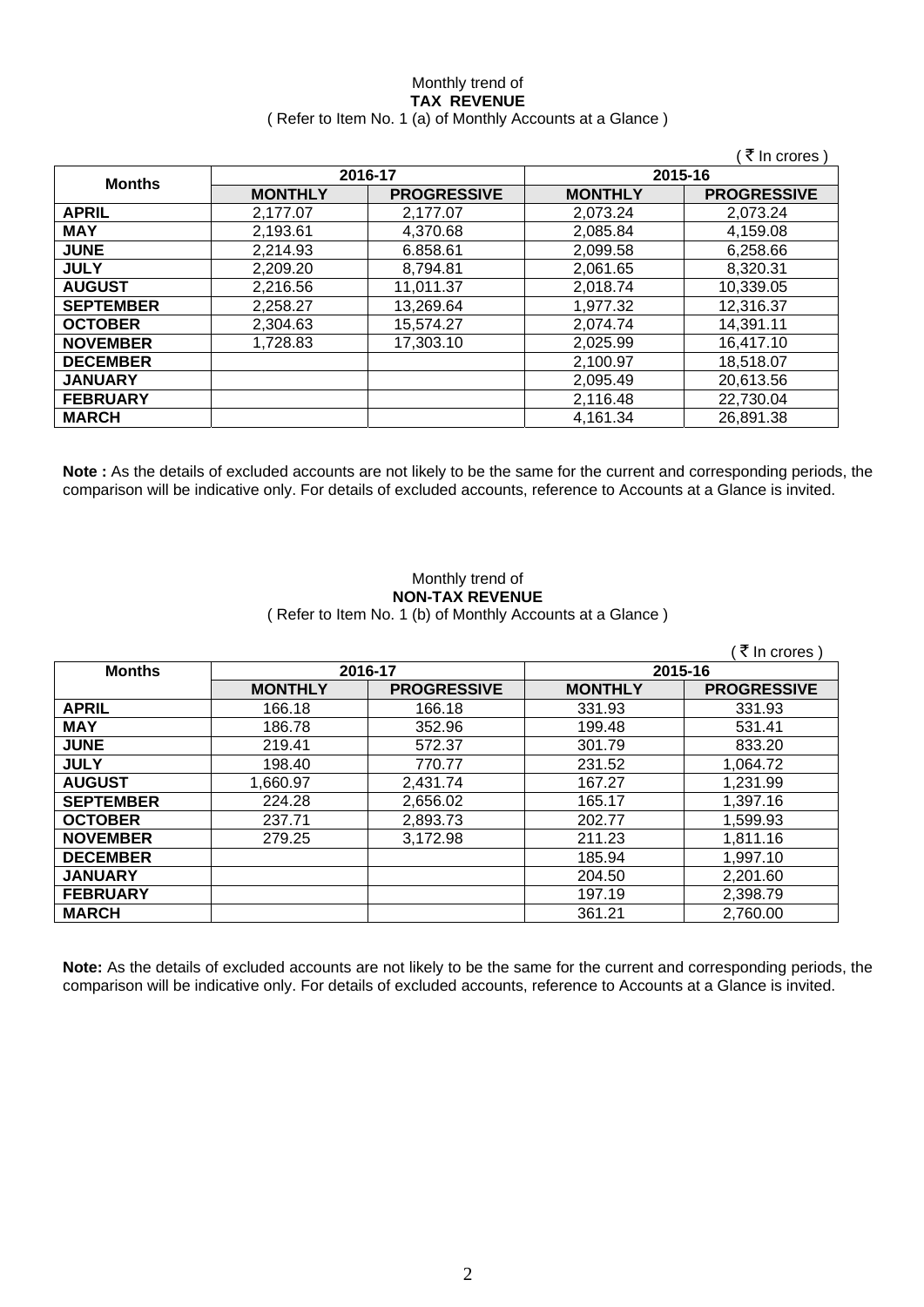Monthly trend of
**TAX REVENUE**
( Refer to Item No. 1 (a) of Monthly Accounts at a Glance )

( ₹ In crores )

| Months | 2016-17 | | 2015-16 | |
|---|---|---|---|---|
| | MONTHLY | PROGRESSIVE | MONTHLY | PROGRESSIVE |
| **APRIL** | 2,177.07 | 2,177.07 | 2,073.24 | 2,073.24 |
| **MAY** | 2,193.61 | 4,370.68 | 2,085.84 | 4,159.08 |
| **JUNE** | 2,214.93 | 6.858.61 | 2,099.58 | 6,258.66 |
| **JULY** | 2,209.20 | 8,794.81 | 2,061.65 | 8,320.31 |
| **AUGUST** | 2,216.56 | 11,011.37 | 2,018.74 | 10,339.05 |
| **SEPTEMBER** | 2,258.27 | 13,269.64 | 1,977.32 | 12,316.37 |
| **OCTOBER** | 2,304.63 | 15,574.27 | 2,074.74 | 14,391.11 |
| **NOVEMBER** | 1,728.83 | 17,303.10 | 2,025.99 | 16,417.10 |
| **DECEMBER** | | | 2,100.97 | 18,518.07 |
| **JANUARY** | | | 2,095.49 | 20,613.56 |
| **FEBRUARY** | | | 2,116.48 | 22,730.04 |
| **MARCH** | | | 4,161.34 | 26,891.38 |

**Note :** As the details of excluded accounts are not likely to be the same for the current and corresponding periods, the comparison will be indicative only. For details of excluded accounts, reference to Accounts at a Glance is invited.

Monthly trend of
**NON-TAX REVENUE**
( Refer to Item No. 1 (b) of Monthly Accounts at a Glance )

( ₹ In crores )

| Months | 2016-17 | | 2015-16 | |
|---|---|---|---|---|
| | MONTHLY | PROGRESSIVE | MONTHLY | PROGRESSIVE |
| **APRIL** | 166.18 | 166.18 | 331.93 | 331.93 |
| **MAY** | 186.78 | 352.96 | 199.48 | 531.41 |
| **JUNE** | 219.41 | 572.37 | 301.79 | 833.20 |
| **JULY** | 198.40 | 770.77 | 231.52 | 1,064.72 |
| **AUGUST** | 1,660.97 | 2,431.74 | 167.27 | 1,231.99 |
| **SEPTEMBER** | 224.28 | 2,656.02 | 165.17 | 1,397.16 |
| **OCTOBER** | 237.71 | 2,893.73 | 202.77 | 1,599.93 |
| **NOVEMBER** | 279.25 | 3,172.98 | 211.23 | 1,811.16 |
| **DECEMBER** | | | 185.94 | 1,997.10 |
| **JANUARY** | | | 204.50 | 2,201.60 |
| **FEBRUARY** | | | 197.19 | 2,398.79 |
| **MARCH** | | | 361.21 | 2,760.00 |

**Note:** As the details of excluded accounts are not likely to be the same for the current and corresponding periods, the comparison will be indicative only. For details of excluded accounts, reference to Accounts at a Glance is invited.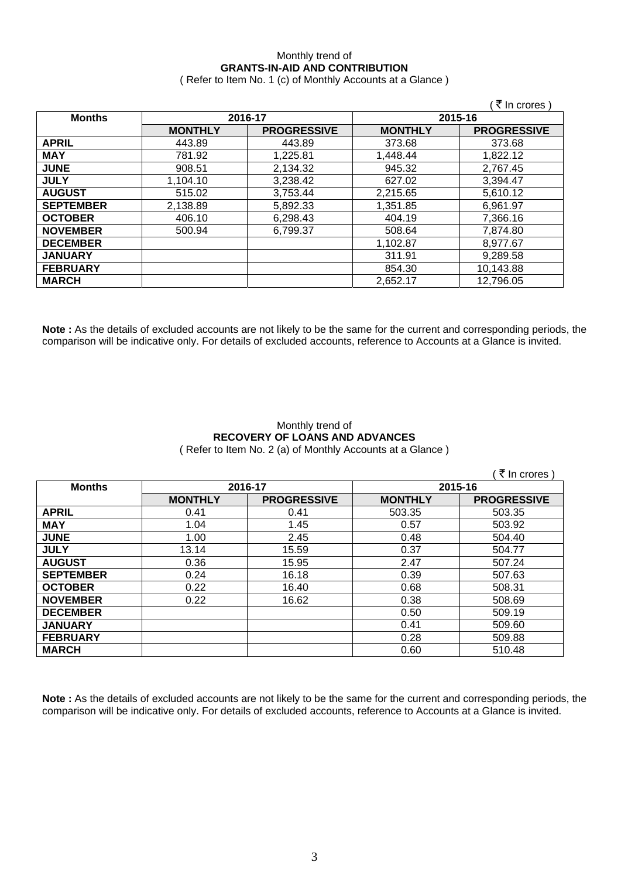Monthly trend of

**GRANTS-IN-AID AND CONTRIBUTION**

( Refer to Item No. 1 (c) of Monthly Accounts at a Glance )

( ₹ In crores )

| Months | 2016-17 | | 2015-16 | |
|---|---|---|---|---|
| | **MONTHLY** | **PROGRESSIVE** | **MONTHLY** | **PROGRESSIVE** |
| **APRIL** | 443.89 | 443.89 | 373.68 | 373.68 |
| **MAY** | 781.92 | 1,225.81 | 1,448.44 | 1,822.12 |
| **JUNE** | 908.51 | 2,134.32 | 945.32 | 2,767.45 |
| **JULY** | 1,104.10 | 3,238.42 | 627.02 | 3,394.47 |
| **AUGUST** | 515.02 | 3,753.44 | 2,215.65 | 5,610.12 |
| **SEPTEMBER** | 2,138.89 | 5,892.33 | 1,351.85 | 6,961.97 |
| **OCTOBER** | 406.10 | 6,298.43 | 404.19 | 7,366.16 |
| **NOVEMBER** | 500.94 | 6,799.37 | 508.64 | 7,874.80 |
| **DECEMBER** | | | 1,102.87 | 8,977.67 |
| **JANUARY** | | | 311.91 | 9,289.58 |
| **FEBRUARY** | | | 854.30 | 10,143.88 |
| **MARCH** | | | 2,652.17 | 12,796.05 |

**Note :** As the details of excluded accounts are not likely to be the same for the current and corresponding periods, the comparison will be indicative only. For details of excluded accounts, reference to Accounts at a Glance is invited.

Monthly trend of

**RECOVERY OF LOANS AND ADVANCES**

( Refer to Item No. 2 (a) of Monthly Accounts at a Glance )

( ₹ In crores )

| Months | 2016-17 | | 2015-16 | |
|---|---|---|---|---|
| | **MONTHLY** | **PROGRESSIVE** | **MONTHLY** | **PROGRESSIVE** |
| **APRIL** | 0.41 | 0.41 | 503.35 | 503.35 |
| **MAY** | 1.04 | 1.45 | 0.57 | 503.92 |
| **JUNE** | 1.00 | 2.45 | 0.48 | 504.40 |
| **JULY** | 13.14 | 15.59 | 0.37 | 504.77 |
| **AUGUST** | 0.36 | 15.95 | 2.47 | 507.24 |
| **SEPTEMBER** | 0.24 | 16.18 | 0.39 | 507.63 |
| **OCTOBER** | 0.22 | 16.40 | 0.68 | 508.31 |
| **NOVEMBER** | 0.22 | 16.62 | 0.38 | 508.69 |
| **DECEMBER** | | | 0.50 | 509.19 |
| **JANUARY** | | | 0.41 | 509.60 |
| **FEBRUARY** | | | 0.28 | 509.88 |
| **MARCH** | | | 0.60 | 510.48 |

**Note :** As the details of excluded accounts are not likely to be the same for the current and corresponding periods, the comparison will be indicative only. For details of excluded accounts, reference to Accounts at a Glance is invited.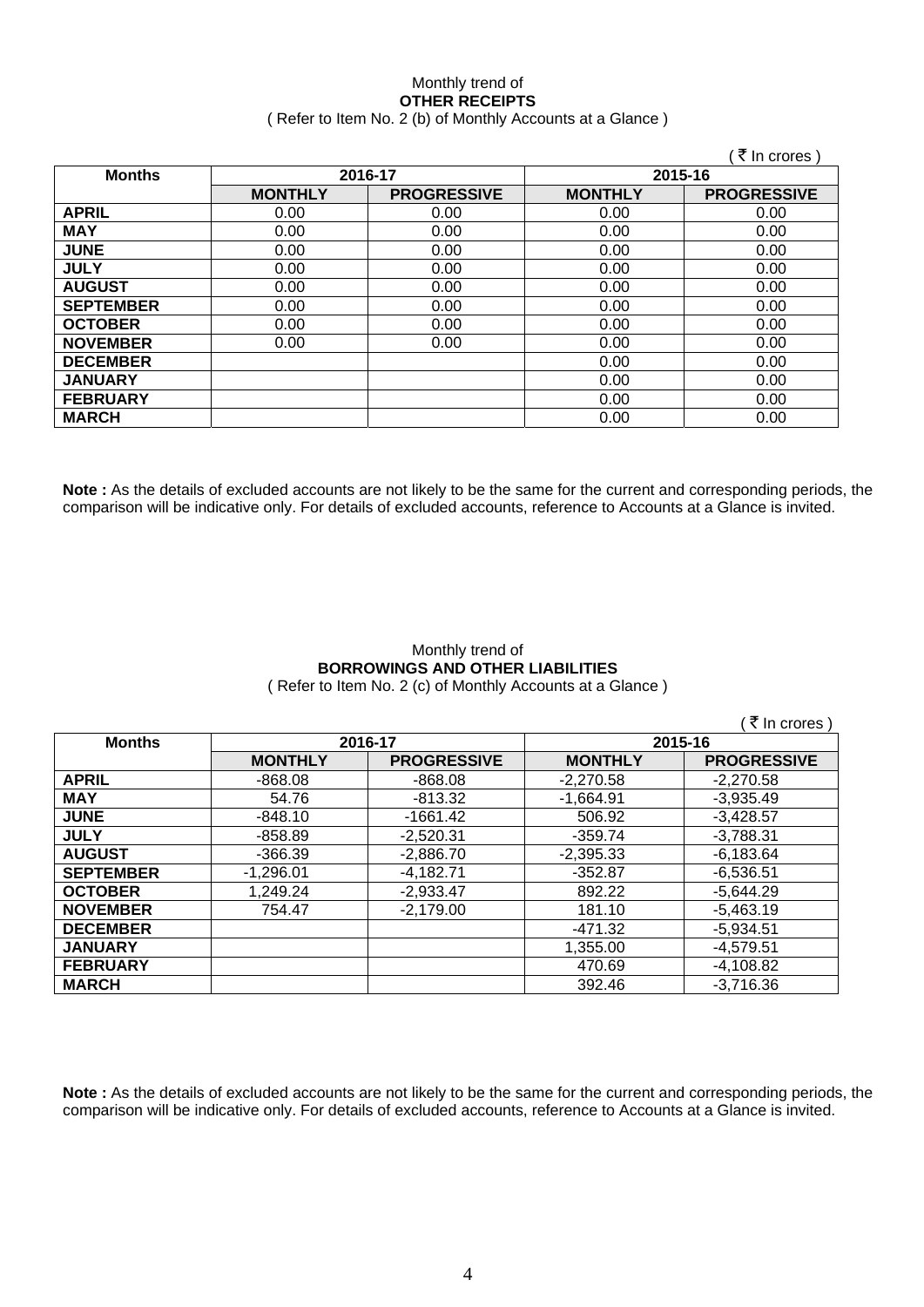Monthly trend of

**OTHER RECEIPTS**

( Refer to Item No. 2 (b) of Monthly Accounts at a Glance )

( ₹ In crores )

| Months | 2016-17 | | 2015-16 | |
|---|---|---|---|---|
| | **MONTHLY** | **PROGRESSIVE** | **MONTHLY** | **PROGRESSIVE** |
| **APRIL** | 0.00 | 0.00 | 0.00 | 0.00 |
| **MAY** | 0.00 | 0.00 | 0.00 | 0.00 |
| **JUNE** | 0.00 | 0.00 | 0.00 | 0.00 |
| **JULY** | 0.00 | 0.00 | 0.00 | 0.00 |
| **AUGUST** | 0.00 | 0.00 | 0.00 | 0.00 |
| **SEPTEMBER** | 0.00 | 0.00 | 0.00 | 0.00 |
| **OCTOBER** | 0.00 | 0.00 | 0.00 | 0.00 |
| **NOVEMBER** | 0.00 | 0.00 | 0.00 | 0.00 |
| **DECEMBER** | | | 0.00 | 0.00 |
| **JANUARY** | | | 0.00 | 0.00 |
| **FEBRUARY** | | | 0.00 | 0.00 |
| **MARCH** | | | 0.00 | 0.00 |

**Note :** As the details of excluded accounts are not likely to be the same for the current and corresponding periods, the comparison will be indicative only. For details of excluded accounts, reference to Accounts at a Glance is invited.

Monthly trend of

**BORROWINGS AND OTHER LIABILITIES**

( Refer to Item No. 2 (c) of Monthly Accounts at a Glance )

( ₹ In crores )

| Months | 2016-17 | | 2015-16 | |
|---|---|---|---|---|
| | **MONTHLY** | **PROGRESSIVE** | **MONTHLY** | **PROGRESSIVE** |
| **APRIL** | -868.08 | -868.08 | -2,270.58 | -2,270.58 |
| **MAY** | 54.76 | -813.32 | -1,664.91 | -3,935.49 |
| **JUNE** | -848.10 | -1661.42 | 506.92 | -3,428.57 |
| **JULY** | -858.89 | -2,520.31 | -359.74 | -3,788.31 |
| **AUGUST** | -366.39 | -2,886.70 | -2,395.33 | -6,183.64 |
| **SEPTEMBER** | -1,296.01 | -4,182.71 | -352.87 | -6,536.51 |
| **OCTOBER** | 1,249.24 | -2,933.47 | 892.22 | -5,644.29 |
| **NOVEMBER** | 754.47 | -2,179.00 | 181.10 | -5,463.19 |
| **DECEMBER** | | | -471.32 | -5,934.51 |
| **JANUARY** | | | 1,355.00 | -4,579.51 |
| **FEBRUARY** | | | 470.69 | -4,108.82 |
| **MARCH** | | | 392.46 | -3,716.36 |

**Note :** As the details of excluded accounts are not likely to be the same for the current and corresponding periods, the comparison will be indicative only. For details of excluded accounts, reference to Accounts at a Glance is invited.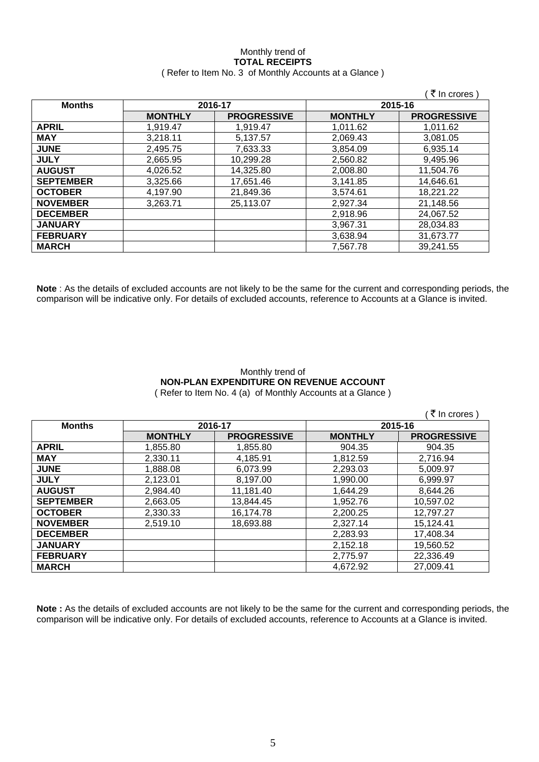Monthly trend of
**TOTAL RECEIPTS**
( Refer to Item No. 3 of Monthly Accounts at a Glance )

( ₹ In crores )

| Months | 2016-17 | | 2015-16 | |
|---|---|---|---|---|
| | **MONTHLY** | **PROGRESSIVE** | **MONTHLY** | **PROGRESSIVE** |
| **APRIL** | 1,919.47 | 1,919.47 | 1,011.62 | 1,011.62 |
| **MAY** | 3,218.11 | 5,137.57 | 2,069.43 | 3,081.05 |
| **JUNE** | 2,495.75 | 7,633.33 | 3,854.09 | 6,935.14 |
| **JULY** | 2,665.95 | 10,299.28 | 2,560.82 | 9,495.96 |
| **AUGUST** | 4,026.52 | 14,325.80 | 2,008.80 | 11,504.76 |
| **SEPTEMBER** | 3,325.66 | 17,651.46 | 3,141.85 | 14,646.61 |
| **OCTOBER** | 4,197.90 | 21,849.36 | 3,574.61 | 18,221.22 |
| **NOVEMBER** | 3,263.71 | 25,113.07 | 2,927.34 | 21,148.56 |
| **DECEMBER** | | | 2,918.96 | 24,067.52 |
| **JANUARY** | | | 3,967.31 | 28,034.83 |
| **FEBRUARY** | | | 3,638.94 | 31,673.77 |
| **MARCH** | | | 7,567.78 | 39,241.55 |

**Note** : As the details of excluded accounts are not likely to be the same for the current and corresponding periods, the comparison will be indicative only. For details of excluded accounts, reference to Accounts at a Glance is invited.

Monthly trend of
**NON-PLAN EXPENDITURE ON REVENUE ACCOUNT**
( Refer to Item No. 4 (a) of Monthly Accounts at a Glance )

( ₹ In crores )

| Months | 2016-17 | | 2015-16 | |
|---|---|---|---|---|
| | **MONTHLY** | **PROGRESSIVE** | **MONTHLY** | **PROGRESSIVE** |
| **APRIL** | 1,855.80 | 1,855.80 | 904.35 | 904.35 |
| **MAY** | 2,330.11 | 4,185.91 | 1,812.59 | 2,716.94 |
| **JUNE** | 1,888.08 | 6,073.99 | 2,293.03 | 5,009.97 |
| **JULY** | 2,123.01 | 8,197.00 | 1,990.00 | 6,999.97 |
| **AUGUST** | 2,984.40 | 11,181.40 | 1,644.29 | 8,644.26 |
| **SEPTEMBER** | 2,663.05 | 13,844.45 | 1,952.76 | 10,597.02 |
| **OCTOBER** | 2,330.33 | 16,174.78 | 2,200.25 | 12,797.27 |
| **NOVEMBER** | 2,519.10 | 18,693.88 | 2,327.14 | 15,124.41 |
| **DECEMBER** | | | 2,283.93 | 17,408.34 |
| **JANUARY** | | | 2,152.18 | 19,560.52 |
| **FEBRUARY** | | | 2,775.97 | 22,336.49 |
| **MARCH** | | | 4,672.92 | 27,009.41 |

**Note :** As the details of excluded accounts are not likely to be the same for the current and corresponding periods, the comparison will be indicative only. For details of excluded accounts, reference to Accounts at a Glance is invited.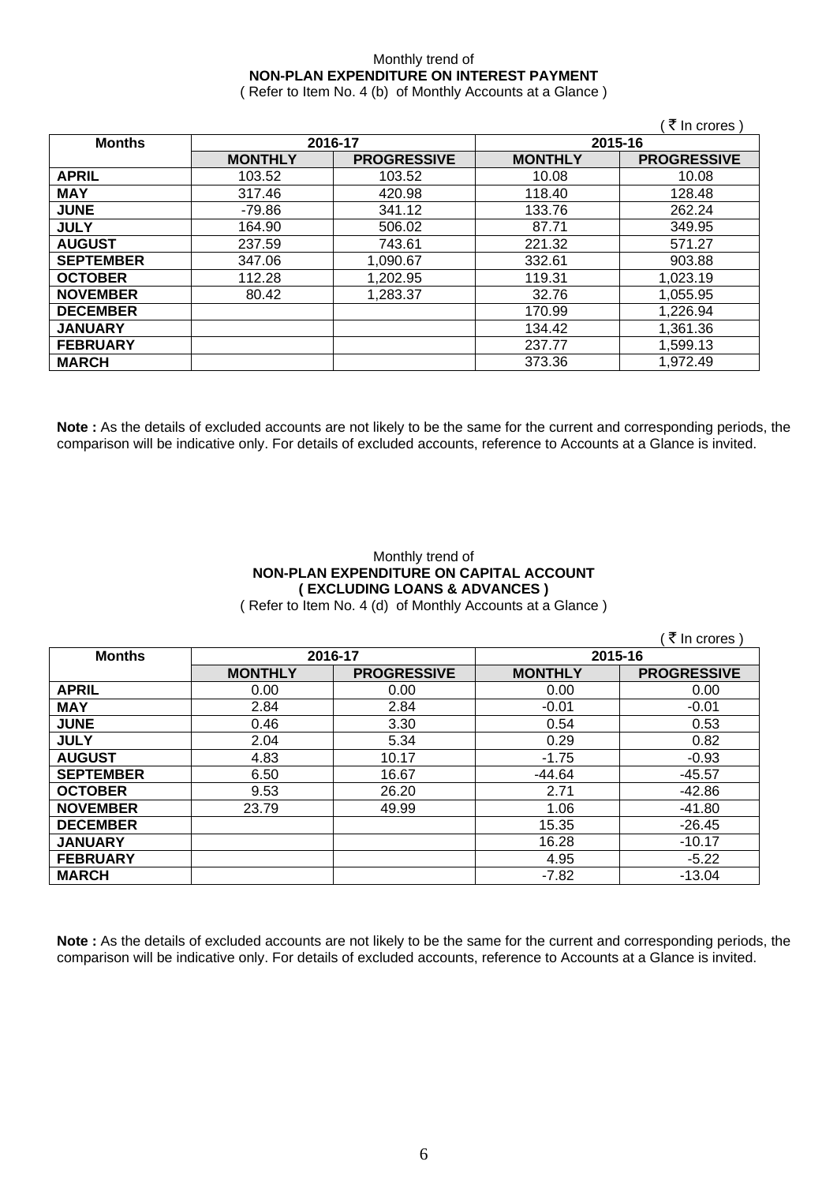Monthly trend of

**NON-PLAN EXPENDITURE ON INTEREST PAYMENT**

( Refer to Item No. 4 (b) of Monthly Accounts at a Glance )

( ₹ In crores )

| Months | 2016-17 | | 2015-16 | |
|---|---|---|---|---|
| | **MONTHLY** | **PROGRESSIVE** | **MONTHLY** | **PROGRESSIVE** |
| **APRIL** | 103.52 | 103.52 | 10.08 | 10.08 |
| **MAY** | 317.46 | 420.98 | 118.40 | 128.48 |
| **JUNE** | -79.86 | 341.12 | 133.76 | 262.24 |
| **JULY** | 164.90 | 506.02 | 87.71 | 349.95 |
| **AUGUST** | 237.59 | 743.61 | 221.32 | 571.27 |
| **SEPTEMBER** | 347.06 | 1,090.67 | 332.61 | 903.88 |
| **OCTOBER** | 112.28 | 1,202.95 | 119.31 | 1,023.19 |
| **NOVEMBER** | 80.42 | 1,283.37 | 32.76 | 1,055.95 |
| **DECEMBER** | | | 170.99 | 1,226.94 |
| **JANUARY** | | | 134.42 | 1,361.36 |
| **FEBRUARY** | | | 237.77 | 1,599.13 |
| **MARCH** | | | 373.36 | 1,972.49 |

**Note :** As the details of excluded accounts are not likely to be the same for the current and corresponding periods, the comparison will be indicative only. For details of excluded accounts, reference to Accounts at a Glance is invited.

Monthly trend of

**NON-PLAN EXPENDITURE ON CAPITAL ACCOUNT**
**( EXCLUDING LOANS & ADVANCES )**

( Refer to Item No. 4 (d) of Monthly Accounts at a Glance )

( ₹ In crores )

| Months | 2016-17 | | 2015-16 | |
|---|---|---|---|---|
| | **MONTHLY** | **PROGRESSIVE** | **MONTHLY** | **PROGRESSIVE** |
| **APRIL** | 0.00 | 0.00 | 0.00 | 0.00 |
| **MAY** | 2.84 | 2.84 | -0.01 | -0.01 |
| **JUNE** | 0.46 | 3.30 | 0.54 | 0.53 |
| **JULY** | 2.04 | 5.34 | 0.29 | 0.82 |
| **AUGUST** | 4.83 | 10.17 | -1.75 | -0.93 |
| **SEPTEMBER** | 6.50 | 16.67 | -44.64 | -45.57 |
| **OCTOBER** | 9.53 | 26.20 | 2.71 | -42.86 |
| **NOVEMBER** | 23.79 | 49.99 | 1.06 | -41.80 |
| **DECEMBER** | | | 15.35 | -26.45 |
| **JANUARY** | | | 16.28 | -10.17 |
| **FEBRUARY** | | | 4.95 | -5.22 |
| **MARCH** | | | -7.82 | -13.04 |

**Note :** As the details of excluded accounts are not likely to be the same for the current and corresponding periods, the comparison will be indicative only. For details of excluded accounts, reference to Accounts at a Glance is invited.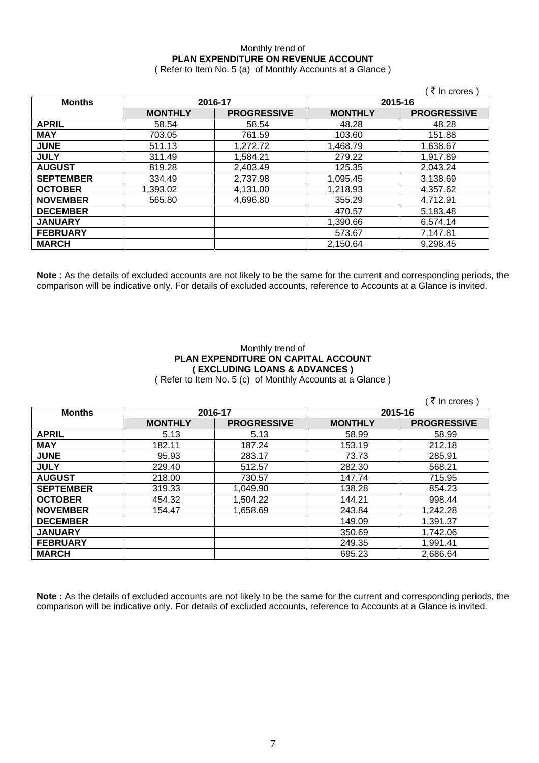Monthly trend of

**PLAN EXPENDITURE ON REVENUE ACCOUNT**

( Refer to Item No. 5 (a) of Monthly Accounts at a Glance )

( ₹ In crores )

| Months | 2016-17 | | 2015-16 | |
|---|---|---|---|---|
| | **MONTHLY** | **PROGRESSIVE** | **MONTHLY** | **PROGRESSIVE** |
| **APRIL** | 58.54 | 58.54 | 48.28 | 48.28 |
| **MAY** | 703.05 | 761.59 | 103.60 | 151.88 |
| **JUNE** | 511.13 | 1,272.72 | 1,468.79 | 1,638.67 |
| **JULY** | 311.49 | 1,584.21 | 279.22 | 1,917.89 |
| **AUGUST** | 819.28 | 2,403.49 | 125.35 | 2,043.24 |
| **SEPTEMBER** | 334.49 | 2,737.98 | 1,095.45 | 3,138.69 |
| **OCTOBER** | 1,393.02 | 4,131.00 | 1,218.93 | 4,357.62 |
| **NOVEMBER** | 565.80 | 4,696.80 | 355.29 | 4,712.91 |
| **DECEMBER** | | | 470.57 | 5,183.48 |
| **JANUARY** | | | 1,390.66 | 6,574.14 |
| **FEBRUARY** | | | 573.67 | 7,147.81 |
| **MARCH** | | | 2,150.64 | 9,298.45 |

**Note** : As the details of excluded accounts are not likely to be the same for the current and corresponding periods, the comparison will be indicative only. For details of excluded accounts, reference to Accounts at a Glance is invited.

Monthly trend of

**PLAN EXPENDITURE ON CAPITAL ACCOUNT**

**( EXCLUDING LOANS & ADVANCES )**

( Refer to Item No. 5 (c) of Monthly Accounts at a Glance )

( ₹ In crores )

| Months | 2016-17 | | 2015-16 | |
|---|---|---|---|---|
| | **MONTHLY** | **PROGRESSIVE** | **MONTHLY** | **PROGRESSIVE** |
| **APRIL** | 5.13 | 5.13 | 58.99 | 58.99 |
| **MAY** | 182.11 | 187.24 | 153.19 | 212.18 |
| **JUNE** | 95.93 | 283.17 | 73.73 | 285.91 |
| **JULY** | 229.40 | 512.57 | 282.30 | 568.21 |
| **AUGUST** | 218.00 | 730.57 | 147.74 | 715.95 |
| **SEPTEMBER** | 319.33 | 1,049.90 | 138.28 | 854.23 |
| **OCTOBER** | 454.32 | 1,504.22 | 144.21 | 998.44 |
| **NOVEMBER** | 154.47 | 1,658.69 | 243.84 | 1,242.28 |
| **DECEMBER** | | | 149.09 | 1,391.37 |
| **JANUARY** | | | 350.69 | 1,742.06 |
| **FEBRUARY** | | | 249.35 | 1,991.41 |
| **MARCH** | | | 695.23 | 2,686.64 |

**Note :** As the details of excluded accounts are not likely to be the same for the current and corresponding periods, the comparison will be indicative only. For details of excluded accounts, reference to Accounts at a Glance is invited.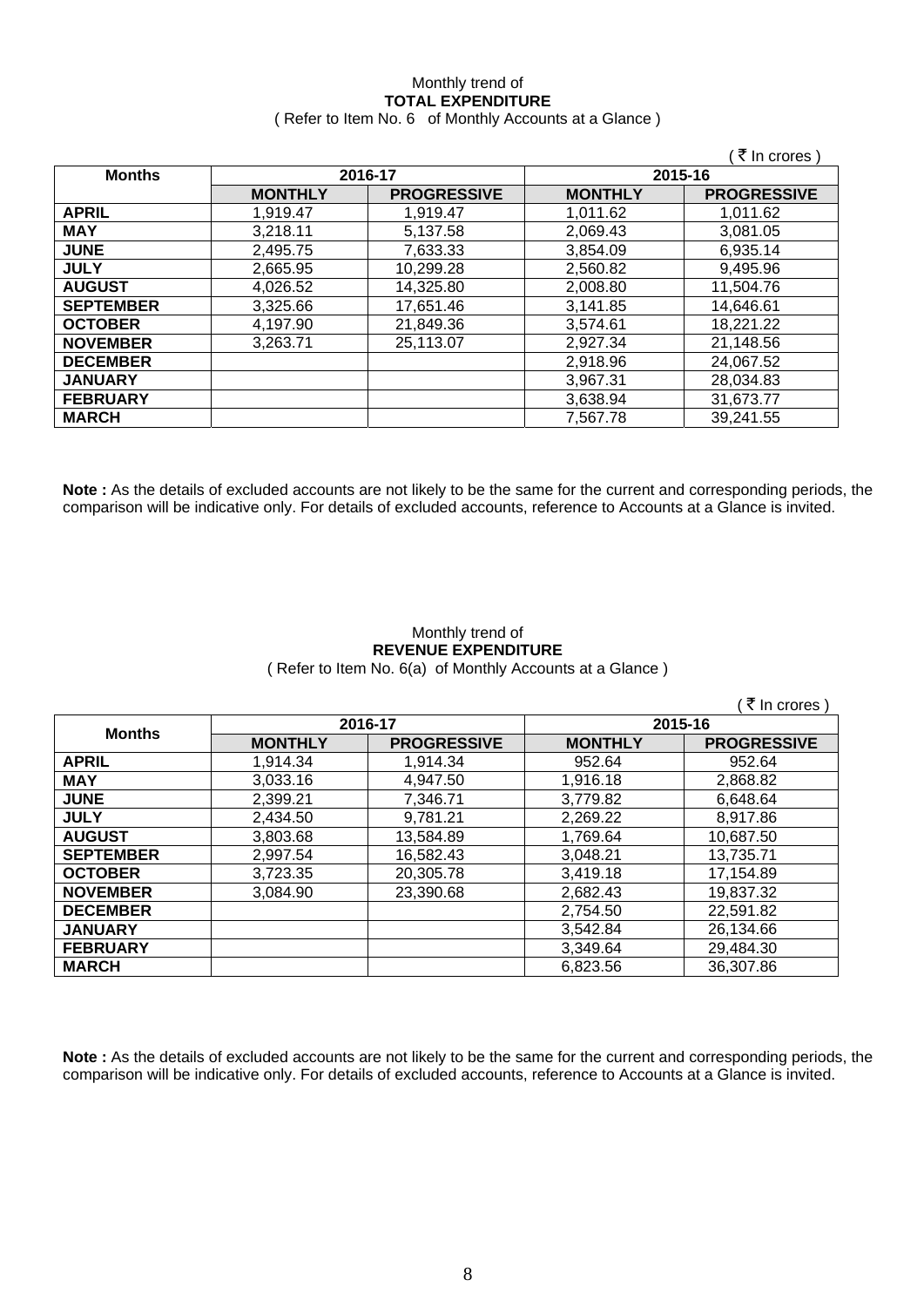Monthly trend of

**TOTAL EXPENDITURE**

( Refer to Item No. 6 of Monthly Accounts at a Glance )

( ₹ In crores )

| Months | 2016-17 | | 2015-16 | |
|---|---|---|---|---|
| | MONTHLY | PROGRESSIVE | MONTHLY | PROGRESSIVE |
| **APRIL** | 1,919.47 | 1,919.47 | 1,011.62 | 1,011.62 |
| **MAY** | 3,218.11 | 5,137.58 | 2,069.43 | 3,081.05 |
| **JUNE** | 2,495.75 | 7,633.33 | 3,854.09 | 6,935.14 |
| **JULY** | 2,665.95 | 10,299.28 | 2,560.82 | 9,495.96 |
| **AUGUST** | 4,026.52 | 14,325.80 | 2,008.80 | 11,504.76 |
| **SEPTEMBER** | 3,325.66 | 17,651.46 | 3,141.85 | 14,646.61 |
| **OCTOBER** | 4,197.90 | 21,849.36 | 3,574.61 | 18,221.22 |
| **NOVEMBER** | 3,263.71 | 25,113.07 | 2,927.34 | 21,148.56 |
| **DECEMBER** | | | 2,918.96 | 24,067.52 |
| **JANUARY** | | | 3,967.31 | 28,034.83 |
| **FEBRUARY** | | | 3,638.94 | 31,673.77 |
| **MARCH** | | | 7,567.78 | 39,241.55 |

**Note :** As the details of excluded accounts are not likely to be the same for the current and corresponding periods, the comparison will be indicative only. For details of excluded accounts, reference to Accounts at a Glance is invited.

Monthly trend of

**REVENUE EXPENDITURE**

( Refer to Item No. 6(a) of Monthly Accounts at a Glance )

( ₹ In crores )

| Months | 2016-17 | | 2015-16 | |
|---|---|---|---|---|
| | MONTHLY | PROGRESSIVE | MONTHLY | PROGRESSIVE |
| **APRIL** | 1,914.34 | 1,914.34 | 952.64 | 952.64 |
| **MAY** | 3,033.16 | 4,947.50 | 1,916.18 | 2,868.82 |
| **JUNE** | 2,399.21 | 7,346.71 | 3,779.82 | 6,648.64 |
| **JULY** | 2,434.50 | 9,781.21 | 2,269.22 | 8,917.86 |
| **AUGUST** | 3,803.68 | 13,584.89 | 1,769.64 | 10,687.50 |
| **SEPTEMBER** | 2,997.54 | 16,582.43 | 3,048.21 | 13,735.71 |
| **OCTOBER** | 3,723.35 | 20,305.78 | 3,419.18 | 17,154.89 |
| **NOVEMBER** | 3,084.90 | 23,390.68 | 2,682.43 | 19,837.32 |
| **DECEMBER** | | | 2,754.50 | 22,591.82 |
| **JANUARY** | | | 3,542.84 | 26,134.66 |
| **FEBRUARY** | | | 3,349.64 | 29,484.30 |
| **MARCH** | | | 6,823.56 | 36,307.86 |

**Note :** As the details of excluded accounts are not likely to be the same for the current and corresponding periods, the comparison will be indicative only. For details of excluded accounts, reference to Accounts at a Glance is invited.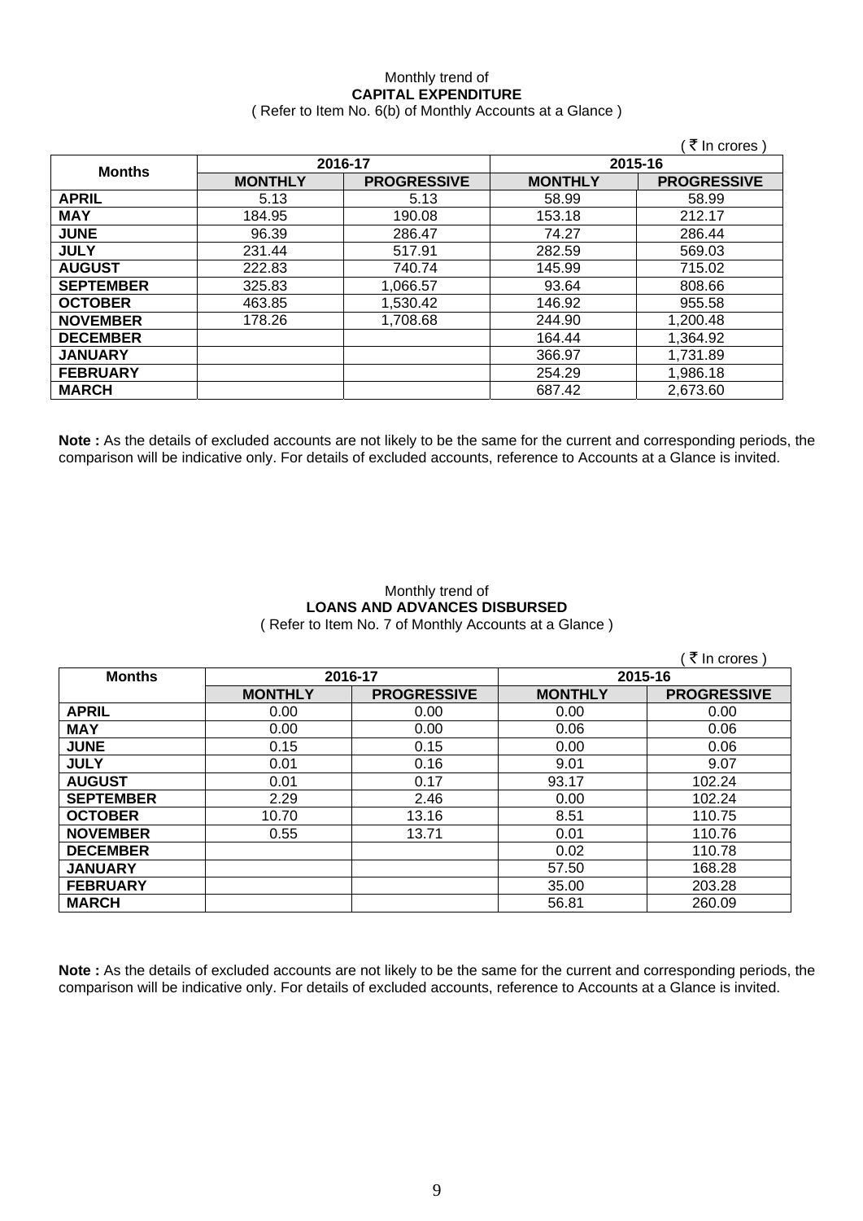Monthly trend of
**CAPITAL EXPENDITURE**
( Refer to Item No. 6(b) of Monthly Accounts at a Glance )

( ₹ In crores )

| Months | 2016-17 | | 2015-16 | |
|---|---|---|---|---|
| | MONTHLY | PROGRESSIVE | MONTHLY | PROGRESSIVE |
| APRIL | 5.13 | 5.13 | 58.99 | 58.99 |
| MAY | 184.95 | 190.08 | 153.18 | 212.17 |
| JUNE | 96.39 | 286.47 | 74.27 | 286.44 |
| JULY | 231.44 | 517.91 | 282.59 | 569.03 |
| AUGUST | 222.83 | 740.74 | 145.99 | 715.02 |
| SEPTEMBER | 325.83 | 1,066.57 | 93.64 | 808.66 |
| OCTOBER | 463.85 | 1,530.42 | 146.92 | 955.58 |
| NOVEMBER | 178.26 | 1,708.68 | 244.90 | 1,200.48 |
| DECEMBER | | | 164.44 | 1,364.92 |
| JANUARY | | | 366.97 | 1,731.89 |
| FEBRUARY | | | 254.29 | 1,986.18 |
| MARCH | | | 687.42 | 2,673.60 |

**Note :** As the details of excluded accounts are not likely to be the same for the current and corresponding periods, the comparison will be indicative only. For details of excluded accounts, reference to Accounts at a Glance is invited.

Monthly trend of
**LOANS AND ADVANCES DISBURSED**
( Refer to Item No. 7 of Monthly Accounts at a Glance )

( ₹ In crores )

| Months | 2016-17 | | 2015-16 | |
|---|---|---|---|---|
| | MONTHLY | PROGRESSIVE | MONTHLY | PROGRESSIVE |
| APRIL | 0.00 | 0.00 | 0.00 | 0.00 |
| MAY | 0.00 | 0.00 | 0.06 | 0.06 |
| JUNE | 0.15 | 0.15 | 0.00 | 0.06 |
| JULY | 0.01 | 0.16 | 9.01 | 9.07 |
| AUGUST | 0.01 | 0.17 | 93.17 | 102.24 |
| SEPTEMBER | 2.29 | 2.46 | 0.00 | 102.24 |
| OCTOBER | 10.70 | 13.16 | 8.51 | 110.75 |
| NOVEMBER | 0.55 | 13.71 | 0.01 | 110.76 |
| DECEMBER | | | 0.02 | 110.78 |
| JANUARY | | | 57.50 | 168.28 |
| FEBRUARY | | | 35.00 | 203.28 |
| MARCH | | | 56.81 | 260.09 |

**Note :** As the details of excluded accounts are not likely to be the same for the current and corresponding periods, the comparison will be indicative only. For details of excluded accounts, reference to Accounts at a Glance is invited.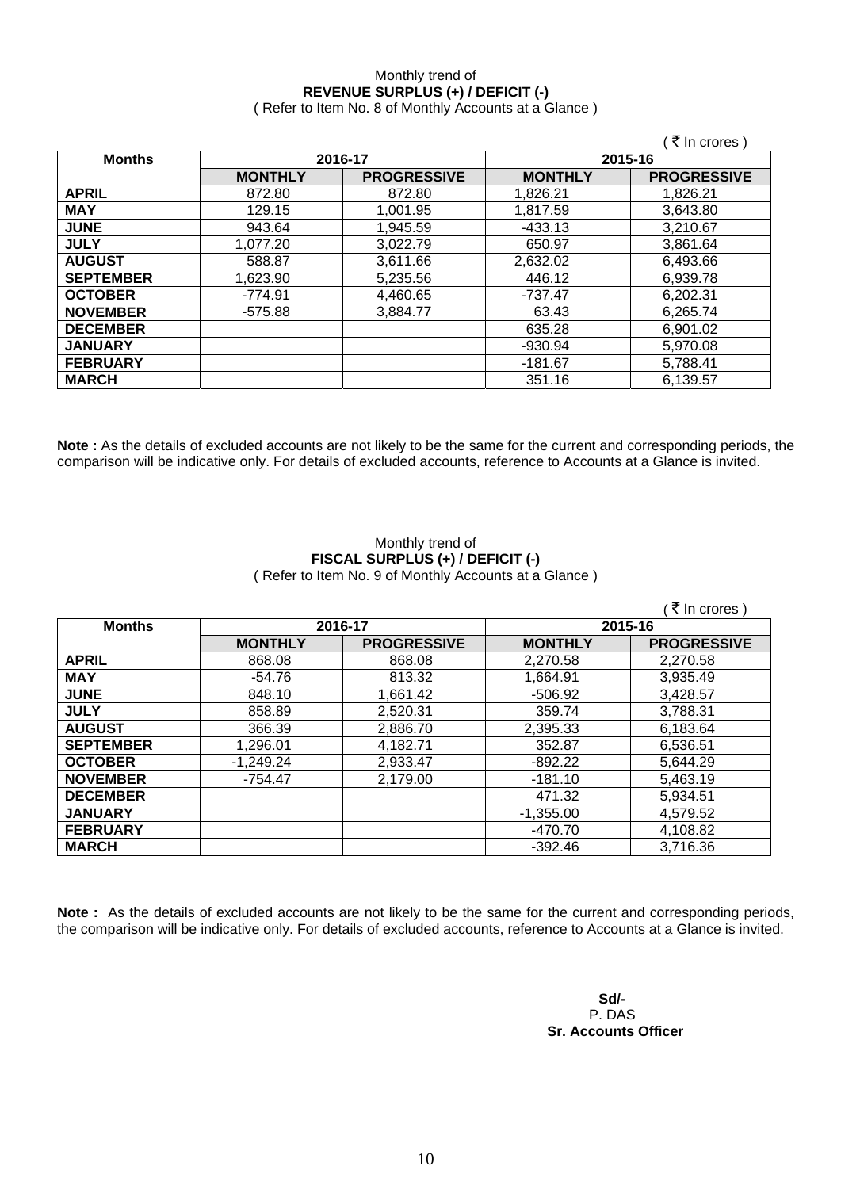Monthly trend of

**REVENUE SURPLUS (+) / DEFICIT (-)**

( Refer to Item No. 8 of Monthly Accounts at a Glance )

( ₹ In crores )

| Months | 2016-17 | | 2015-16 | |
|---|---|---|---|---|
| | **MONTHLY** | **PROGRESSIVE** | **MONTHLY** | **PROGRESSIVE** |
| **APRIL** | 872.80 | 872.80 | 1,826.21 | 1,826.21 |
| **MAY** | 129.15 | 1,001.95 | 1,817.59 | 3,643.80 |
| **JUNE** | 943.64 | 1,945.59 | -433.13 | 3,210.67 |
| **JULY** | 1,077.20 | 3,022.79 | 650.97 | 3,861.64 |
| **AUGUST** | 588.87 | 3,611.66 | 2,632.02 | 6,493.66 |
| **SEPTEMBER** | 1,623.90 | 5,235.56 | 446.12 | 6,939.78 |
| **OCTOBER** | -774.91 | 4,460.65 | -737.47 | 6,202.31 |
| **NOVEMBER** | -575.88 | 3,884.77 | 63.43 | 6,265.74 |
| **DECEMBER** | | | 635.28 | 6,901.02 |
| **JANUARY** | | | -930.94 | 5,970.08 |
| **FEBRUARY** | | | -181.67 | 5,788.41 |
| **MARCH** | | | 351.16 | 6,139.57 |

**Note :** As the details of excluded accounts are not likely to be the same for the current and corresponding periods, the comparison will be indicative only. For details of excluded accounts, reference to Accounts at a Glance is invited.

Monthly trend of

**FISCAL SURPLUS (+) / DEFICIT (-)**

( Refer to Item No. 9 of Monthly Accounts at a Glance )

( ₹ In crores )

| Months | 2016-17 | | 2015-16 | |
|---|---|---|---|---|
| | **MONTHLY** | **PROGRESSIVE** | **MONTHLY** | **PROGRESSIVE** |
| **APRIL** | 868.08 | 868.08 | 2,270.58 | 2,270.58 |
| **MAY** | -54.76 | 813.32 | 1,664.91 | 3,935.49 |
| **JUNE** | 848.10 | 1,661.42 | -506.92 | 3,428.57 |
| **JULY** | 858.89 | 2,520.31 | 359.74 | 3,788.31 |
| **AUGUST** | 366.39 | 2,886.70 | 2,395.33 | 6,183.64 |
| **SEPTEMBER** | 1,296.01 | 4,182.71 | 352.87 | 6,536.51 |
| **OCTOBER** | -1,249.24 | 2,933.47 | -892.22 | 5,644.29 |
| **NOVEMBER** | -754.47 | 2,179.00 | -181.10 | 5,463.19 |
| **DECEMBER** | | | 471.32 | 5,934.51 |
| **JANUARY** | | | -1,355.00 | 4,579.52 |
| **FEBRUARY** | | | -470.70 | 4,108.82 |
| **MARCH** | | | -392.46 | 3,716.36 |

**Note :** As the details of excluded accounts are not likely to be the same for the current and corresponding periods, the comparison will be indicative only. For details of excluded accounts, reference to Accounts at a Glance is invited.

**Sd/-**
P. DAS
**Sr. Accounts Officer**